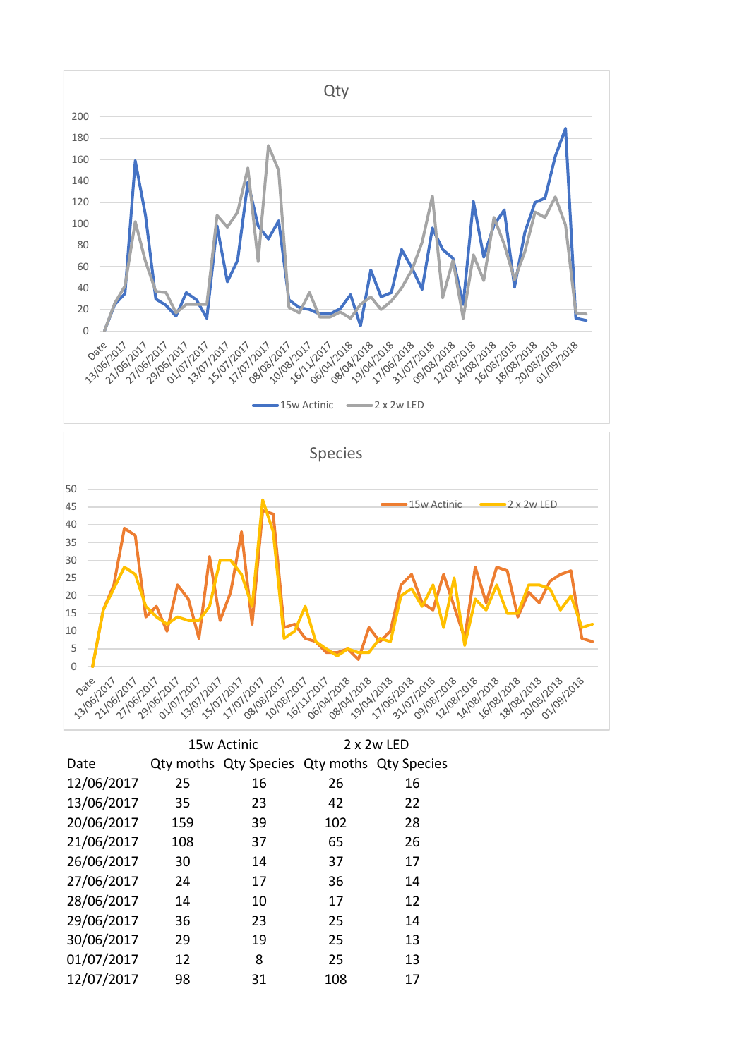Qty

Species

| | 15w Actinic | | 2 x 2w LED | |
|---|---|---|---|---|
| Date | Qty moths | Qty Species | Qty moths | Qty Species |
| 12/06/2017 | 25 | 16 | 26 | 16 |
| 13/06/2017 | 35 | 23 | 42 | 22 |
| 20/06/2017 | 159 | 39 | 102 | 28 |
| 21/06/2017 | 108 | 37 | 65 | 26 |
| 26/06/2017 | 30 | 14 | 37 | 17 |
| 27/06/2017 | 24 | 17 | 36 | 14 |
| 28/06/2017 | 14 | 10 | 17 | 12 |
| 29/06/2017 | 36 | 23 | 25 | 14 |
| 30/06/2017 | 29 | 19 | 25 | 13 |
| 01/07/2017 | 12 | 8 | 25 | 13 |
| 12/07/2017 | 98 | 31 | 108 | 17 |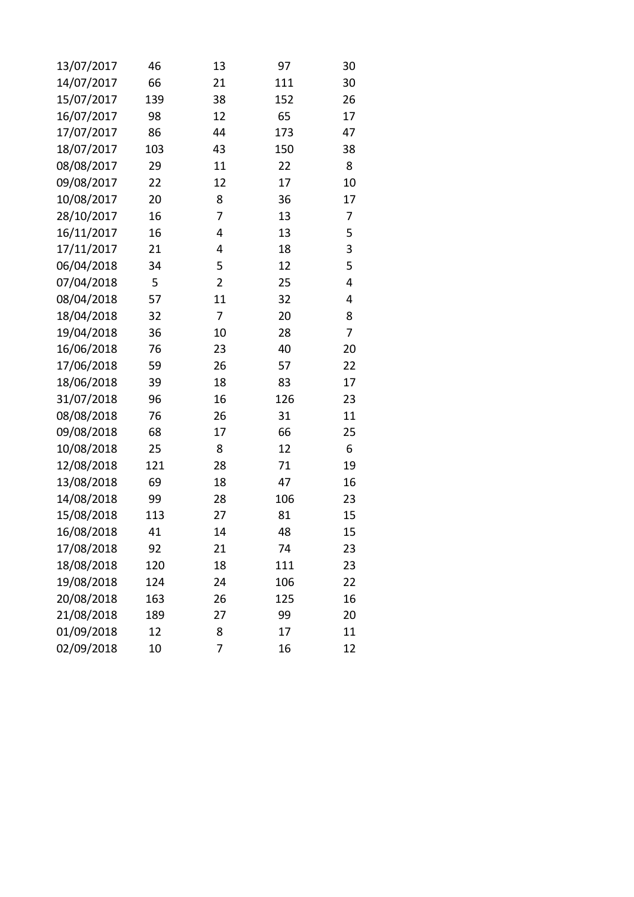| | | | | |
|---|---|---|---|---|
| 13/07/2017 | 46 | 13 | 97 | 30 |
| 14/07/2017 | 66 | 21 | 111 | 30 |
| 15/07/2017 | 139 | 38 | 152 | 26 |
| 16/07/2017 | 98 | 12 | 65 | 17 |
| 17/07/2017 | 86 | 44 | 173 | 47 |
| 18/07/2017 | 103 | 43 | 150 | 38 |
| 08/08/2017 | 29 | 11 | 22 | 8 |
| 09/08/2017 | 22 | 12 | 17 | 10 |
| 10/08/2017 | 20 | 8 | 36 | 17 |
| 28/10/2017 | 16 | 7 | 13 | 7 |
| 16/11/2017 | 16 | 4 | 13 | 5 |
| 17/11/2017 | 21 | 4 | 18 | 3 |
| 06/04/2018 | 34 | 5 | 12 | 5 |
| 07/04/2018 | 5 | 2 | 25 | 4 |
| 08/04/2018 | 57 | 11 | 32 | 4 |
| 18/04/2018 | 32 | 7 | 20 | 8 |
| 19/04/2018 | 36 | 10 | 28 | 7 |
| 16/06/2018 | 76 | 23 | 40 | 20 |
| 17/06/2018 | 59 | 26 | 57 | 22 |
| 18/06/2018 | 39 | 18 | 83 | 17 |
| 31/07/2018 | 96 | 16 | 126 | 23 |
| 08/08/2018 | 76 | 26 | 31 | 11 |
| 09/08/2018 | 68 | 17 | 66 | 25 |
| 10/08/2018 | 25 | 8 | 12 | 6 |
| 12/08/2018 | 121 | 28 | 71 | 19 |
| 13/08/2018 | 69 | 18 | 47 | 16 |
| 14/08/2018 | 99 | 28 | 106 | 23 |
| 15/08/2018 | 113 | 27 | 81 | 15 |
| 16/08/2018 | 41 | 14 | 48 | 15 |
| 17/08/2018 | 92 | 21 | 74 | 23 |
| 18/08/2018 | 120 | 18 | 111 | 23 |
| 19/08/2018 | 124 | 24 | 106 | 22 |
| 20/08/2018 | 163 | 26 | 125 | 16 |
| 21/08/2018 | 189 | 27 | 99 | 20 |
| 01/09/2018 | 12 | 8 | 17 | 11 |
| 02/09/2018 | 10 | 7 | 16 | 12 |